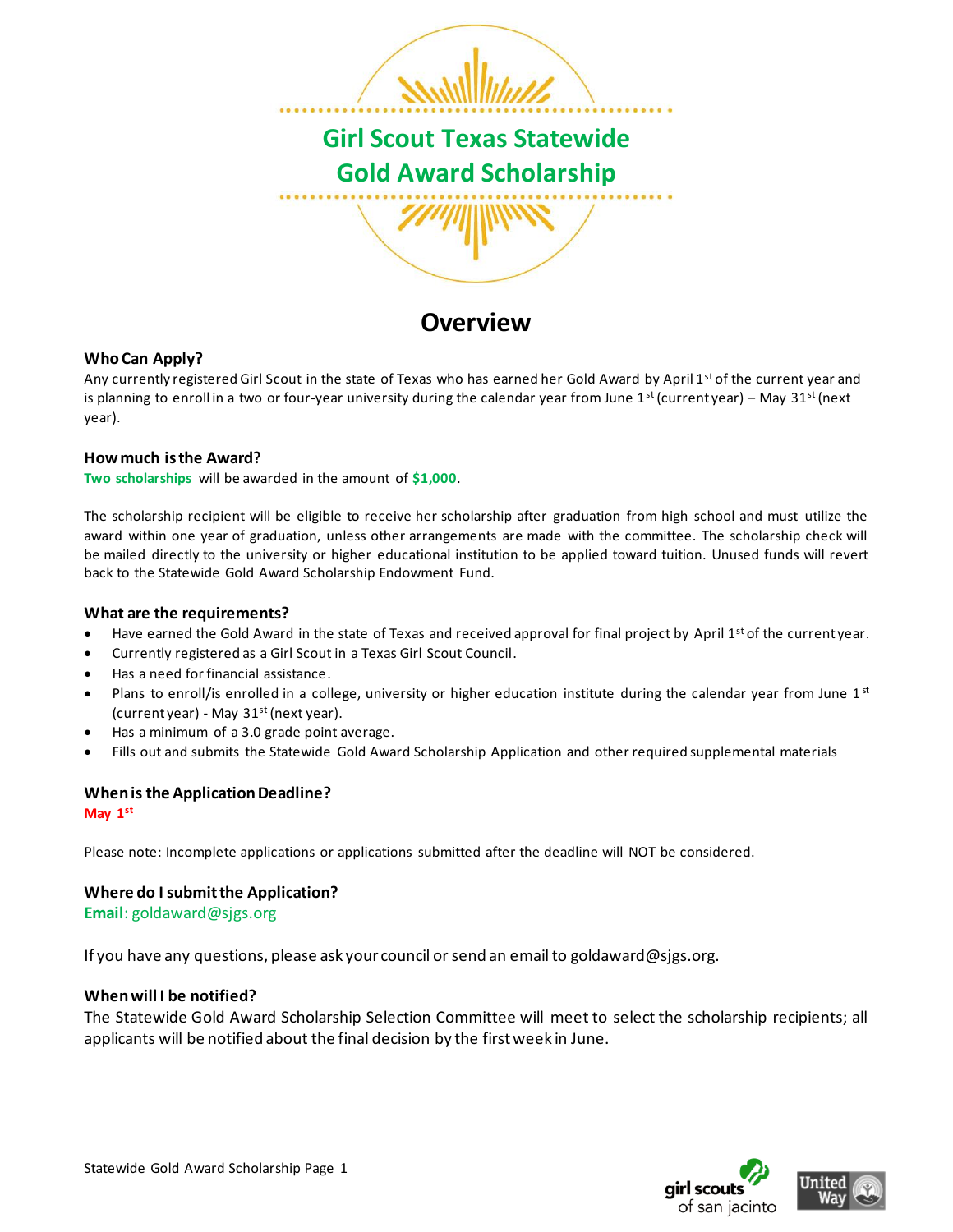# Girl Scout Texas Statewide Gold Award Scholarship

## Overview

### Who Can Apply?

Any currently registered Girl Scout in the state of Texas who has earned her Gold Award by April 1st of the current year and is planning to enroll in a two or four-year university during the calendar year from June 1st (current year) – May 31st (next year).

### How much is the Award?

**Two scholarships** will be awarded in the amount of **$1,000**.

The scholarship recipient will be eligible to receive her scholarship after graduation from high school and must utilize the award within one year of graduation, unless other arrangements are made with the committee. The scholarship check will be mailed directly to the university or higher educational institution to be applied toward tuition. Unused funds will revert back to the Statewide Gold Award Scholarship Endowment Fund.

### What are the requirements?

- Have earned the Gold Award in the state of Texas and received approval for final project by April 1st of the current year.
- Currently registered as a Girl Scout in a Texas Girl Scout Council.
- Has a need for financial assistance.
- Plans to enroll/is enrolled in a college, university or higher education institute during the calendar year from June 1st (current year) - May 31st (next year).
- Has a minimum of a 3.0 grade point average.
- Fills out and submits the Statewide Gold Award Scholarship Application and other required supplemental materials

### When is the Application Deadline?

**May 1st**

Please note: Incomplete applications or applications submitted after the deadline will NOT be considered.

### Where do I submit the Application?

**Email**: goldaward@sjgs.org

If you have any questions, please ask your council or send an email to goldaward@sjgs.org.

### When will I be notified?

The Statewide Gold Award Scholarship Selection Committee will meet to select the scholarship recipients; all applicants will be notified about the final decision by the first week in June.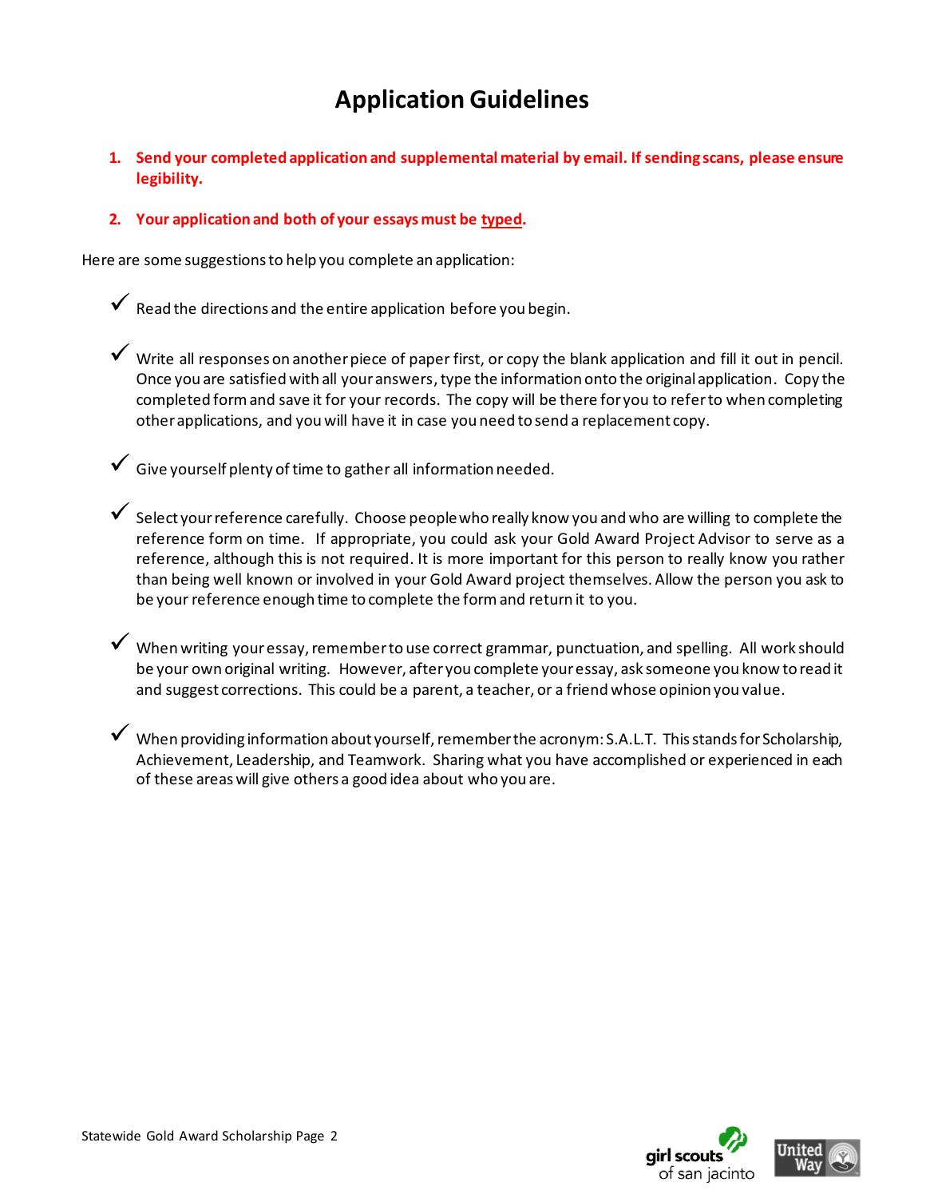# Application Guidelines

1. **Send your completed application and supplemental material by email. If sending scans, please ensure legibility.**

2. **Your application and both of your essays must be typed.**

Here are some suggestions to help you complete an application:

- ✓ Read the directions and the entire application before you begin.

- ✓ Write all responses on another piece of paper first, or copy the blank application and fill it out in pencil. Once you are satisfied with all your answers, type the information onto the original application. Copy the completed form and save it for your records. The copy will be there for you to refer to when completing other applications, and you will have it in case you need to send a replacement copy.

- ✓ Give yourself plenty of time to gather all information needed.

- ✓ Select your reference carefully. Choose people who really know you and who are willing to complete the reference form on time. If appropriate, you could ask your Gold Award Project Advisor to serve as a reference, although this is not required. It is more important for this person to really know you rather than being well known or involved in your Gold Award project themselves. Allow the person you ask to be your reference enough time to complete the form and return it to you.

- ✓ When writing your essay, remember to use correct grammar, punctuation, and spelling. All work should be your own original writing. However, after you complete your essay, ask someone you know to read it and suggest corrections. This could be a parent, a teacher, or a friend whose opinion you value.

- ✓ When providing information about yourself, remember the acronym: S.A.L.T. This stands for Scholarship, Achievement, Leadership, and Teamwork. Sharing what you have accomplished or experienced in each of these areas will give others a good idea about who you are.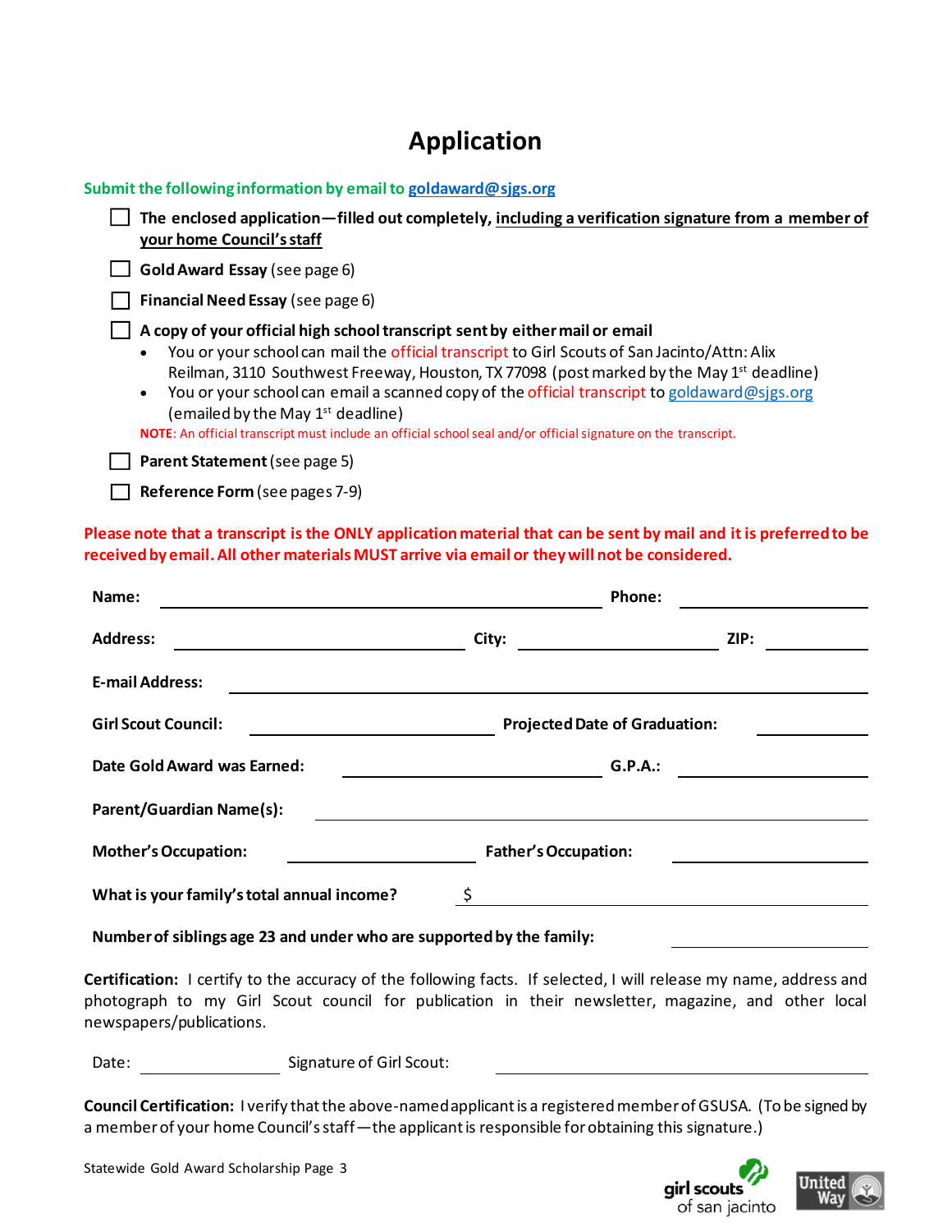# Application

**Submit the following information by email to goldaward@sjgs.org**

- ☐ **The enclosed application—filled out completely, <u>including a verification signature from a member of your home Council's staff</u>**
- ☐ **Gold Award Essay** (see page 6)
- ☐ **Financial Need Essay** (see page 6)
- ☐ **A copy of your official high school transcript sent by either mail or email**
  - You or your school can mail the official transcript to Girl Scouts of San Jacinto/Attn: Alix Reilman, 3110 Southwest Freeway, Houston, TX 77098 (post marked by the May 1st deadline)
  - You or your school can email a scanned copy of the official transcript to goldaward@sjgs.org (emailed by the May 1st deadline)

  NOTE: An official transcript must include an official school seal and/or official signature on the transcript.
- ☐ **Parent Statement** (see page 5)
- ☐ **Reference Form** (see pages 7-9)

**Please note that a transcript is the ONLY application material that can be sent by mail and it is preferred to be received by email. All other materials MUST arrive via email or they will not be considered.**

**Name:** ______________________________ **Phone:** ______________

**Address:** ______________________ **City:** ______________ **ZIP:** ________

**E-mail Address:** ______________________________

**Girl Scout Council:** __________________ **Projected Date of Graduation:** ________

**Date Gold Award was Earned:** __________________ **G.P.A.:** ____________

**Parent/Guardian Name(s):** ______________________________

**Mother's Occupation:** ______________ **Father's Occupation:** ______________

**What is your family's total annual income?** $ ______________________

**Number of siblings age 23 and under who are supported by the family:** ____________

**Certification:** I certify to the accuracy of the following facts. If selected, I will release my name, address and photograph to my Girl Scout council for publication in their newsletter, magazine, and other local newspapers/publications.

Date: ____________ Signature of Girl Scout: ______________________

**Council Certification:** I verify that the above-named applicant is a registered member of GSUSA. (To be signed by a member of your home Council's staff—the applicant is responsible for obtaining this signature.)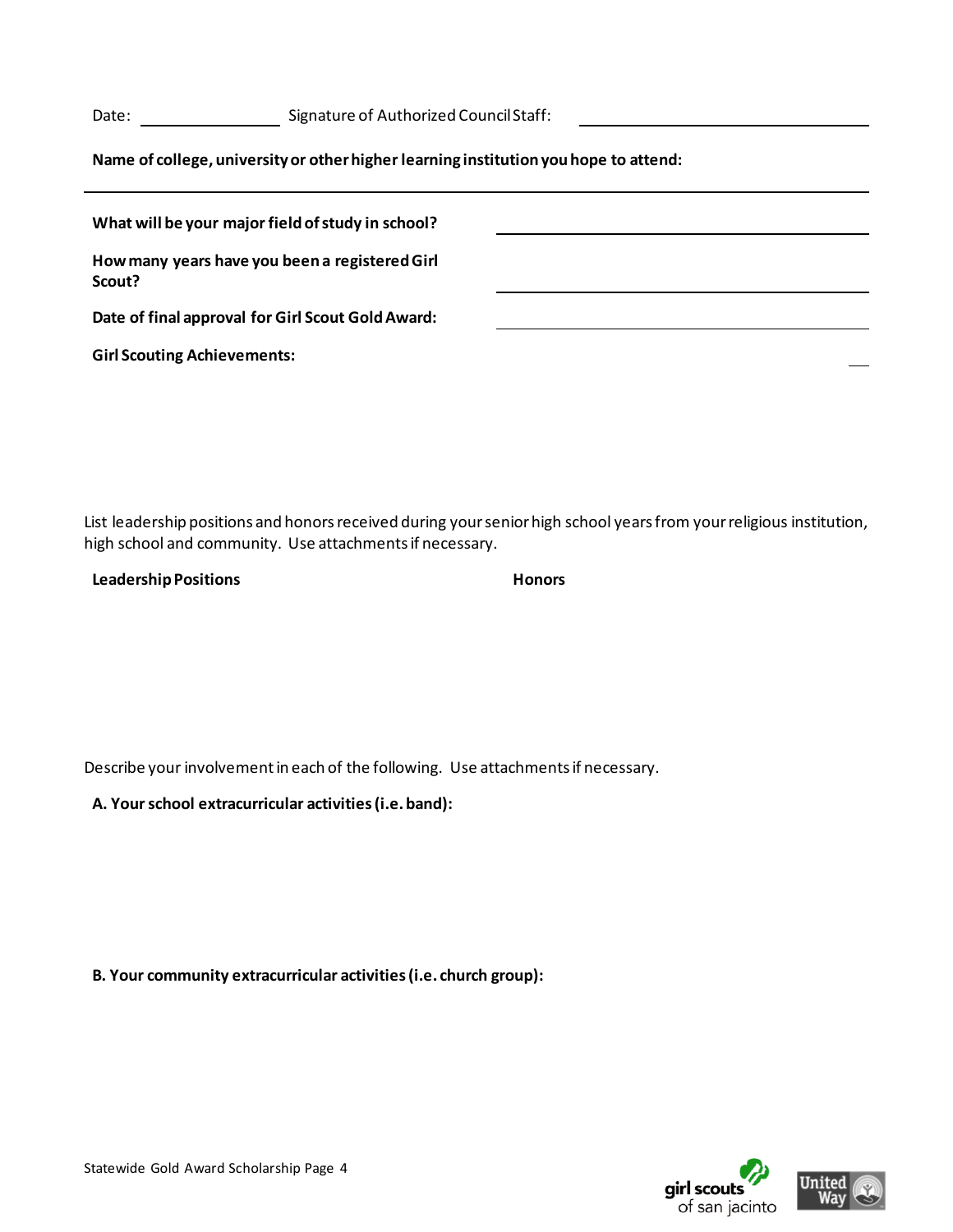Date: ________________ Signature of Authorized Council Staff: ______________________________

**Name of college, university or other higher learning institution you hope to attend:**

______________________________________________________________________

**What will be your major field of study in school?** ______________________________

**How many years have you been a registered Girl Scout?** ______________________________

**Date of final approval for Girl Scout Gold Award:** ______________________________

**Girl Scouting Achievements:**

List leadership positions and honors received during your senior high school years from your religious institution, high school and community. Use attachments if necessary.

**Leadership Positions** **Honors**

Describe your involvement in each of the following. Use attachments if necessary.

**A. Your school extracurricular activities (i.e. band):**

**B. Your community extracurricular activities (i.e. church group):**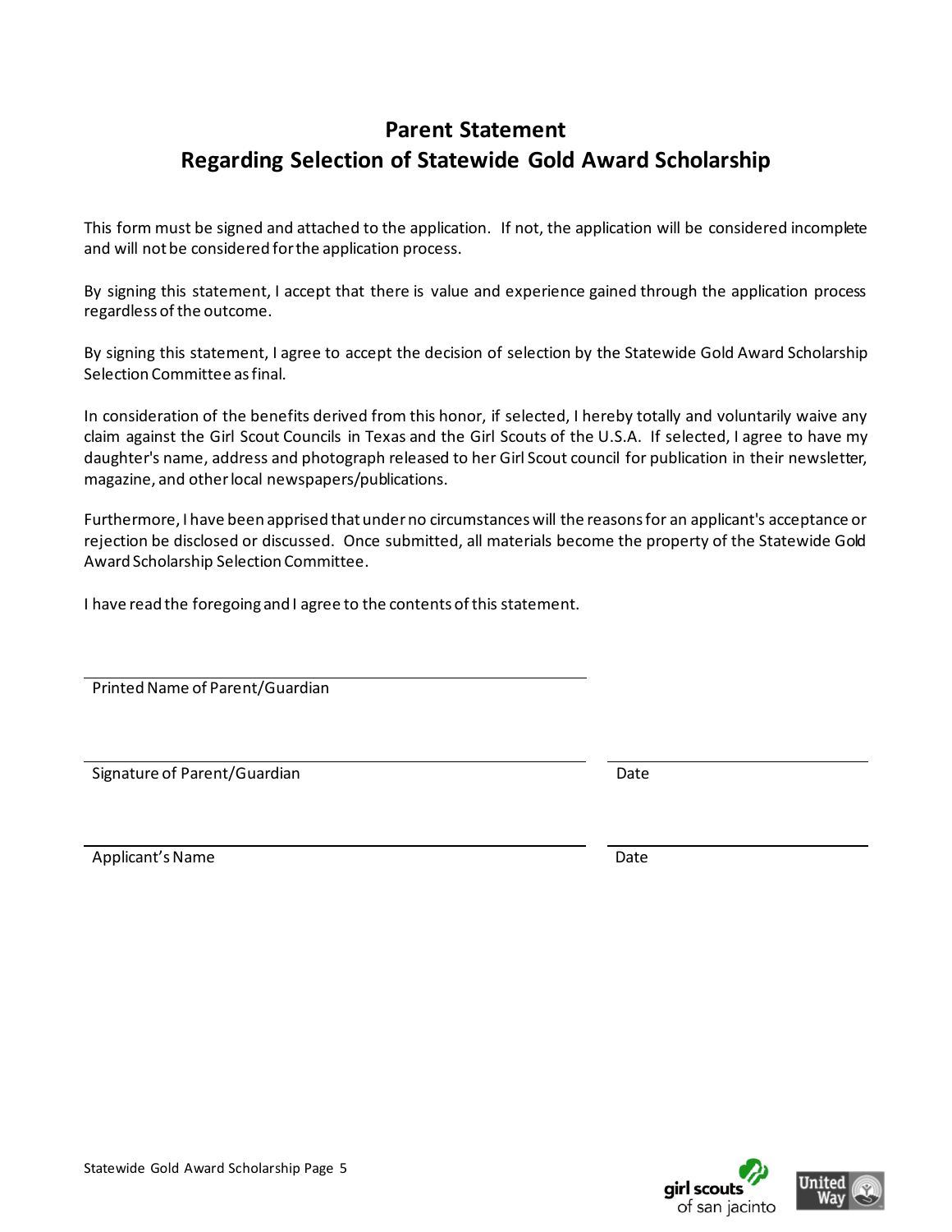# Parent Statement
# Regarding Selection of Statewide Gold Award Scholarship

This form must be signed and attached to the application. If not, the application will be considered incomplete and will not be considered for the application process.

By signing this statement, I accept that there is value and experience gained through the application process regardless of the outcome.

By signing this statement, I agree to accept the decision of selection by the Statewide Gold Award Scholarship Selection Committee as final.

In consideration of the benefits derived from this honor, if selected, I hereby totally and voluntarily waive any claim against the Girl Scout Councils in Texas and the Girl Scouts of the U.S.A. If selected, I agree to have my daughter's name, address and photograph released to her Girl Scout council for publication in their newsletter, magazine, and other local newspapers/publications.

Furthermore, I have been apprised that under no circumstances will the reasons for an applicant's acceptance or rejection be disclosed or discussed. Once submitted, all materials become the property of the Statewide Gold Award Scholarship Selection Committee.

I have read the foregoing and I agree to the contents of this statement.

\_\_\_\_\_\_\_\_\_\_\_\_\_\_\_\_\_\_\_\_\_\_\_\_\_\_\_\_\_\_\_\_\_\_\_\_\_\_\_\_
Printed Name of Parent/Guardian

\_\_\_\_\_\_\_\_\_\_\_\_\_\_\_\_\_\_\_\_\_\_\_\_\_\_\_\_\_\_\_\_\_\_\_\_\_\_\_\_ \_\_\_\_\_\_\_\_\_\_\_\_\_\_\_\_\_\_\_\_
Signature of Parent/Guardian Date

\_\_\_\_\_\_\_\_\_\_\_\_\_\_\_\_\_\_\_\_\_\_\_\_\_\_\_\_\_\_\_\_\_\_\_\_\_\_\_\_ \_\_\_\_\_\_\_\_\_\_\_\_\_\_\_\_\_\_\_\_
Applicant's Name Date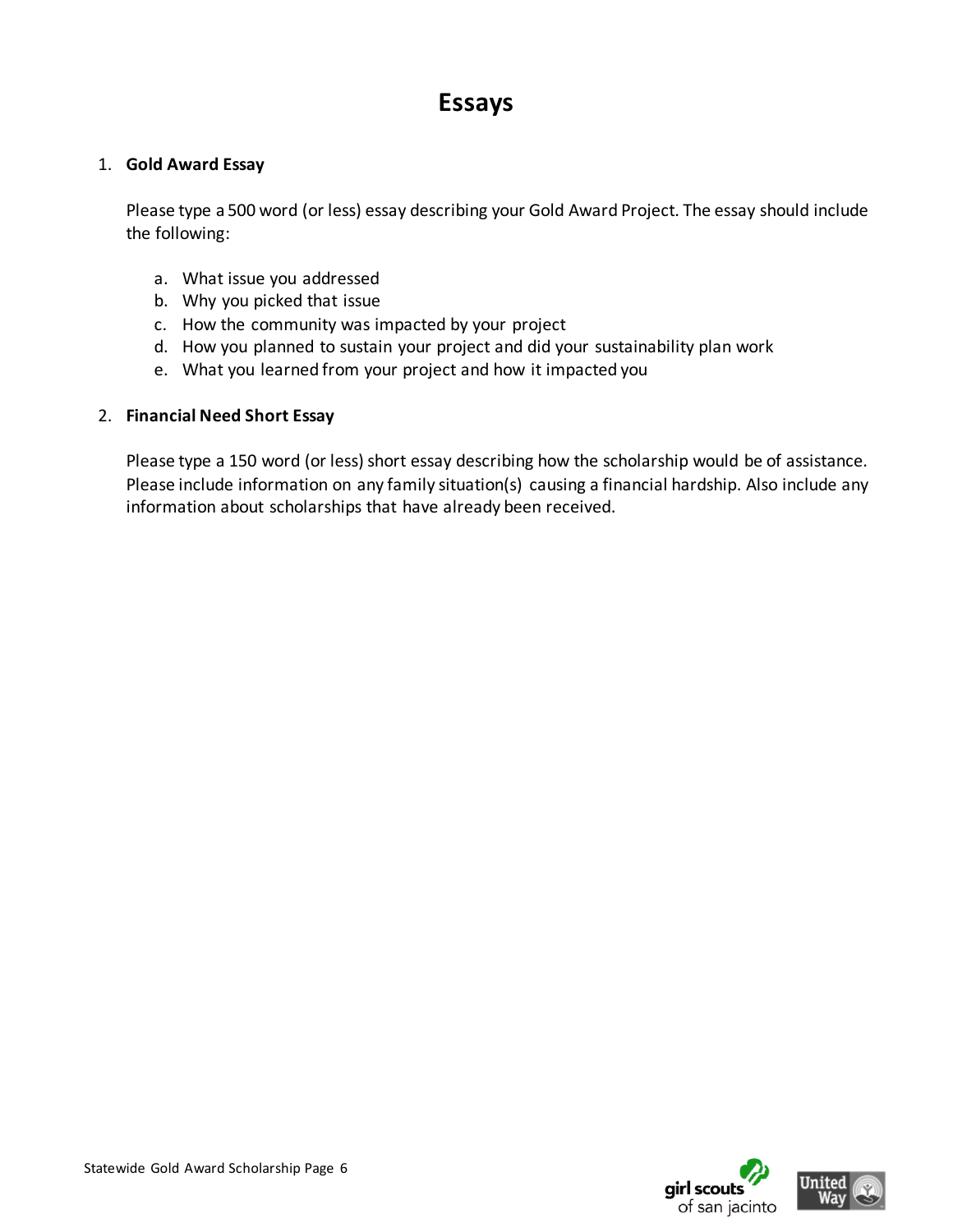# Essays

1. **Gold Award Essay**

   Please type a 500 word (or less) essay describing your Gold Award Project. The essay should include the following:

   a. What issue you addressed
   b. Why you picked that issue
   c. How the community was impacted by your project
   d. How you planned to sustain your project and did your sustainability plan work
   e. What you learned from your project and how it impacted you

2. **Financial Need Short Essay**

   Please type a 150 word (or less) short essay describing how the scholarship would be of assistance. Please include information on any family situation(s) causing a financial hardship. Also include any information about scholarships that have already been received.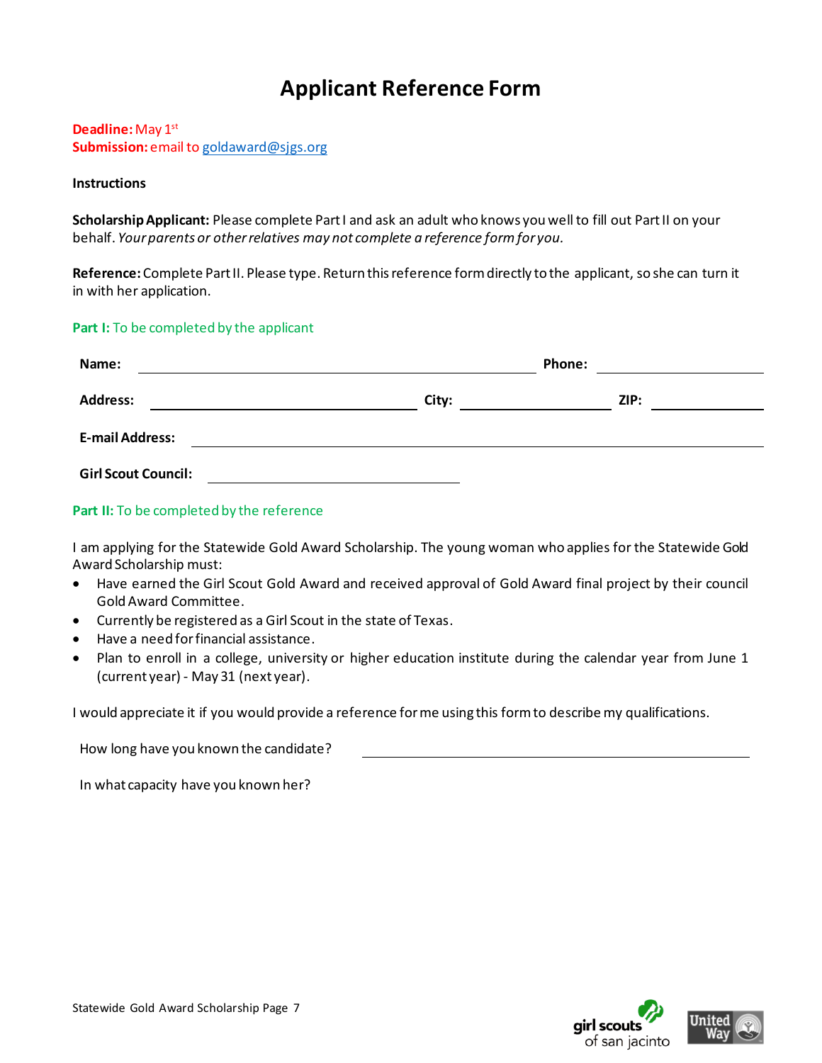# Applicant Reference Form

**Deadline:** May 1st
**Submission:** email to goldaward@sjgs.org

**Instructions**

**Scholarship Applicant:** Please complete Part I and ask an adult who knows you well to fill out Part II on your behalf. *Your parents or other relatives may not complete a reference form for you.*

**Reference:** Complete Part II. Please type. Return this reference form directly to the applicant, so she can turn it in with her application.

**Part I:** To be completed by the applicant

**Name:** ______________________________ **Phone:** ______________

**Address:** ____________________ **City:** ____________ **ZIP:** __________

**E-mail Address:** ______________________________________________

**Girl Scout Council:** ____________________

**Part II:** To be completed by the reference

I am applying for the Statewide Gold Award Scholarship. The young woman who applies for the Statewide Gold Award Scholarship must:

- Have earned the Girl Scout Gold Award and received approval of Gold Award final project by their council Gold Award Committee.
- Currently be registered as a Girl Scout in the state of Texas.
- Have a need for financial assistance.
- Plan to enroll in a college, university or higher education institute during the calendar year from June 1 (current year) - May 31 (next year).

I would appreciate it if you would provide a reference for me using this form to describe my qualifications.

How long have you known the candidate? ______________________________

In what capacity have you known her?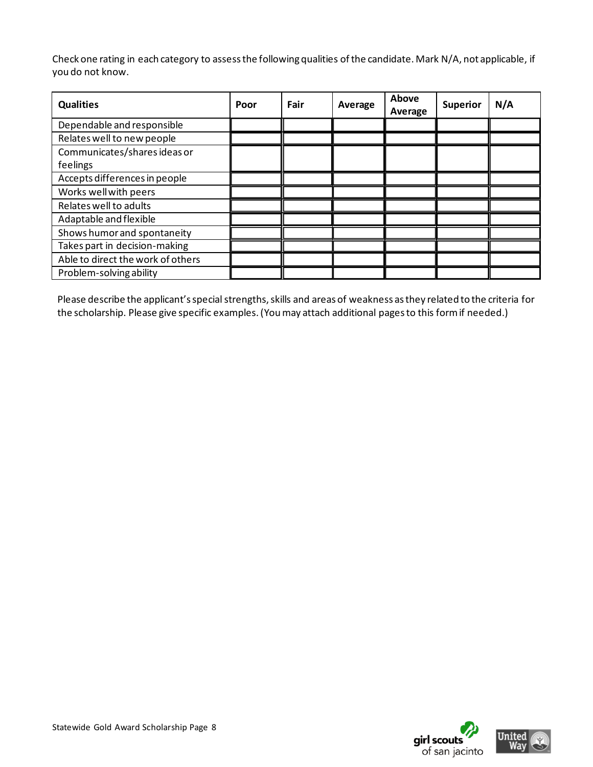Check one rating in each category to assess the following qualities of the candidate. Mark N/A, not applicable, if you do not know.

| Qualities | Poor | Fair | Average | Above Average | Superior | N/A |
|---|---|---|---|---|---|---|
| Dependable and responsible | | | | | | |
| Relates well to new people | | | | | | |
| Communicates/shares ideas or feelings | | | | | | |
| Accepts differences in people | | | | | | |
| Works well with peers | | | | | | |
| Relates well to adults | | | | | | |
| Adaptable and flexible | | | | | | |
| Shows humor and spontaneity | | | | | | |
| Takes part in decision-making | | | | | | |
| Able to direct the work of others | | | | | | |
| Problem-solving ability | | | | | | |

Please describe the applicant's special strengths, skills and areas of weakness as they related to the criteria for the scholarship. Please give specific examples. (You may attach additional pages to this form if needed.)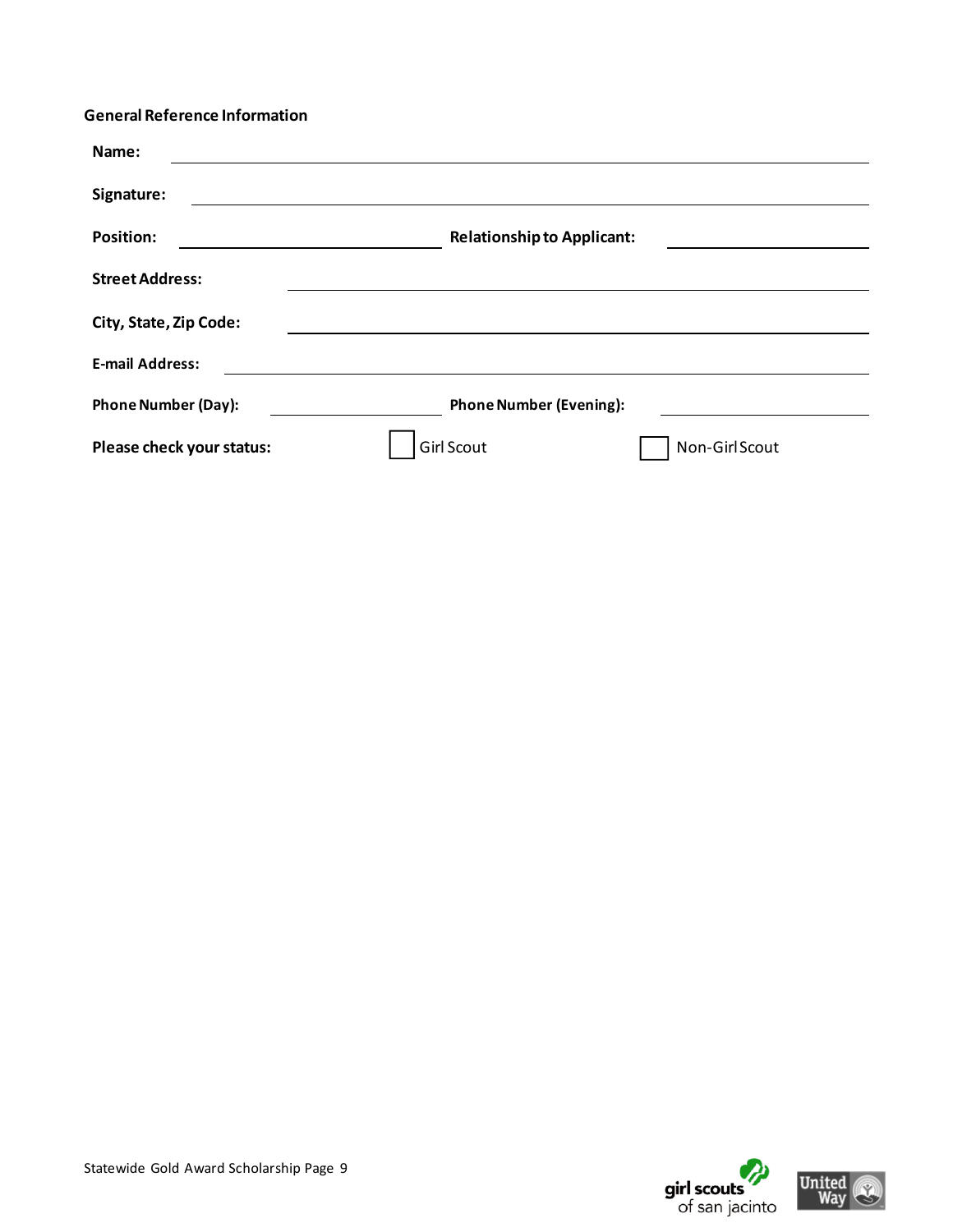**General Reference Information**

**Name:** ______________________________

**Signature:** ______________________________

**Position:** ______________ **Relationship to Applicant:** ______________

**Street Address:** ______________________________

**City, State, Zip Code:** ______________________________

**E-mail Address:** ______________________________

**Phone Number (Day):** ______________ **Phone Number (Evening):** ______________

**Please check your status:** ☐ Girl Scout ☐ Non-Girl Scout